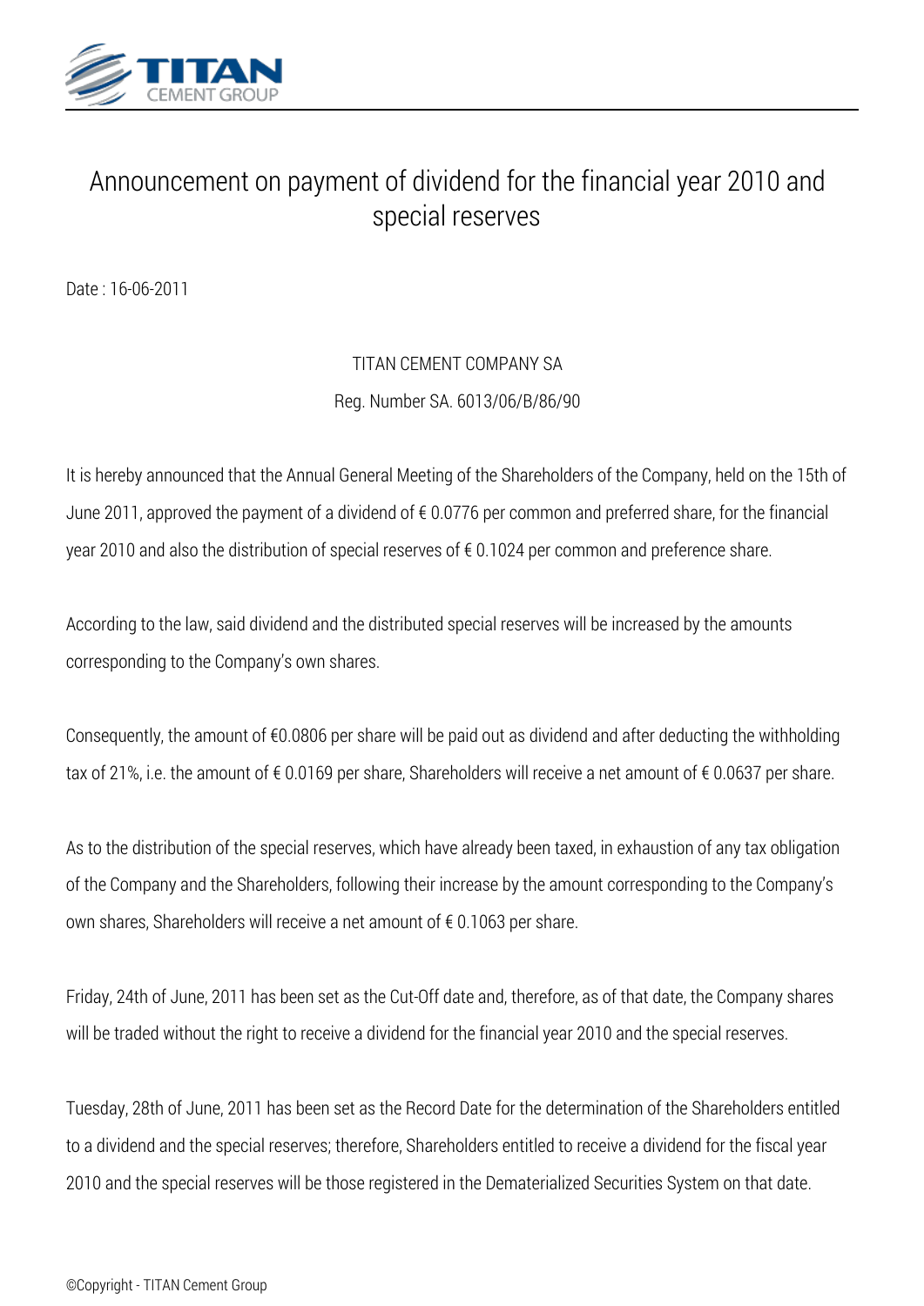# Announcement on payment of dividend for the financial year 2010 and special reserves

Date : 16-06-2011

TITAN CEMENT COMPANY SA

Reg. Number SA. 6013/06/B/86/90

It is hereby announced that the Annual General Meeting of the Shareholders of the Company, held on the 15th of June 2011, approved the payment of a dividend of € 0.0776 per common and preferred share, for the financial year 2010 and also the distribution of special reserves of € 0.1024 per common and preference share.

According to the law, said dividend and the distributed special reserves will be increased by the amounts corresponding to the Company's own shares.

Consequently, the amount of €0.0806 per share will be paid out as dividend and after deducting the withholding tax of 21%, i.e. the amount of € 0.0169 per share, Shareholders will receive a net amount of € 0.0637 per share.

As to the distribution of the special reserves, which have already been taxed, in exhaustion of any tax obligation of the Company and the Shareholders, following their increase by the amount corresponding to the Company's own shares, Shareholders will receive a net amount of € 0.1063 per share.

Friday, 24th of June, 2011 has been set as the Cut-Off date and, therefore, as of that date, the Company shares will be traded without the right to receive a dividend for the financial year 2010 and the special reserves.

Tuesday, 28th of June, 2011 has been set as the Record Date for the determination of the Shareholders entitled to a dividend and the special reserves; therefore, Shareholders entitled to receive a dividend for the fiscal year 2010 and the special reserves will be those registered in the Dematerialized Securities System on that date.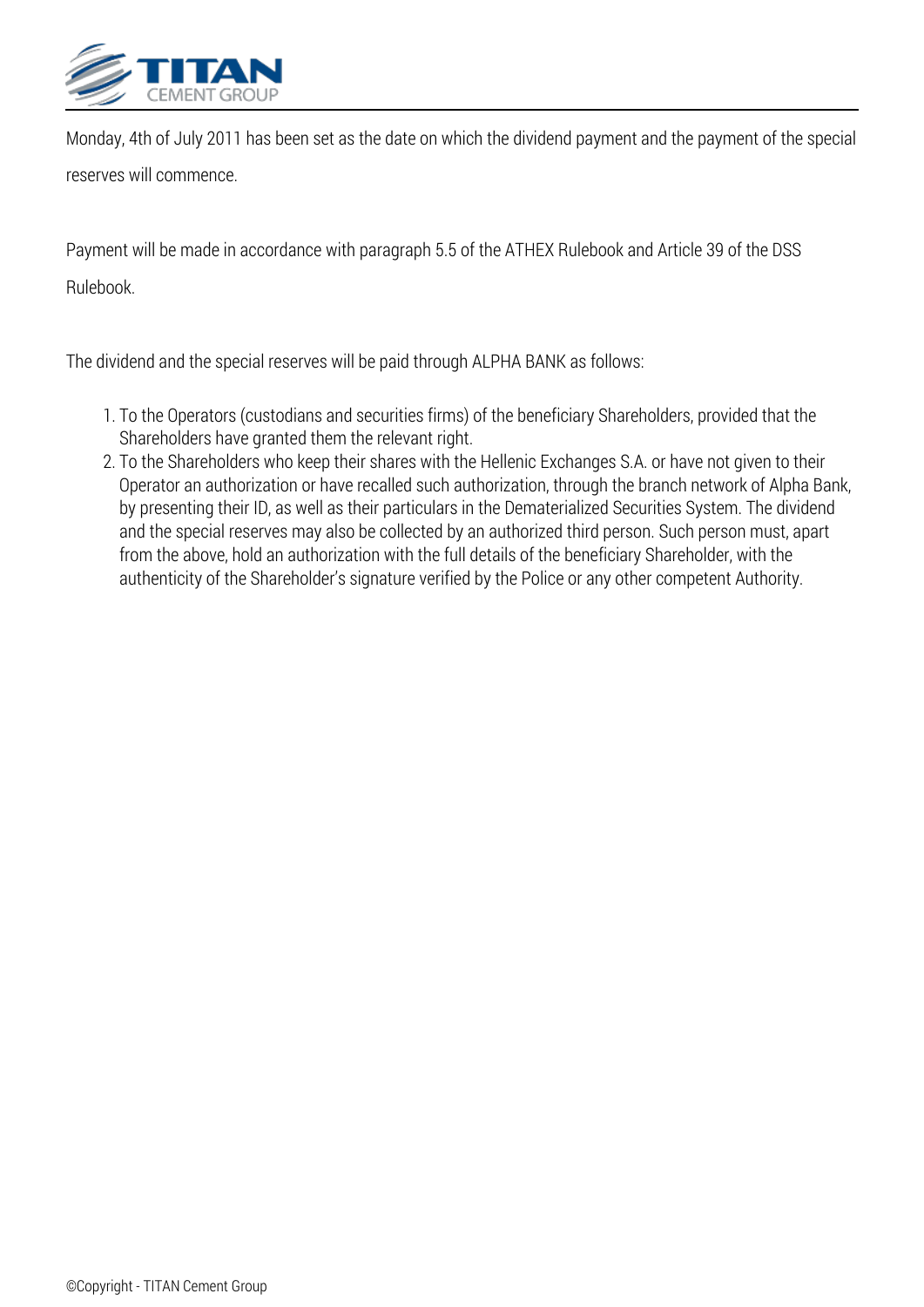Monday, 4th of July 2011 has been set as the date on which the dividend payment and the payment of the special reserves will commence.

Payment will be made in accordance with paragraph 5.5 of the ATHEX Rulebook and Article 39 of the DSS Rulebook.

The dividend and the special reserves will be paid through ALPHA BANK as follows:

1. To the Operators (custodians and securities firms) of the beneficiary Shareholders, provided that the Shareholders have granted them the relevant right.
2. To the Shareholders who keep their shares with the Hellenic Exchanges S.A. or have not given to their Operator an authorization or have recalled such authorization, through the branch network of Alpha Bank, by presenting their ID, as well as their particulars in the Dematerialized Securities System. The dividend and the special reserves may also be collected by an authorized third person. Such person must, apart from the above, hold an authorization with the full details of the beneficiary Shareholder, with the authenticity of the Shareholder's signature verified by the Police or any other competent Authority.